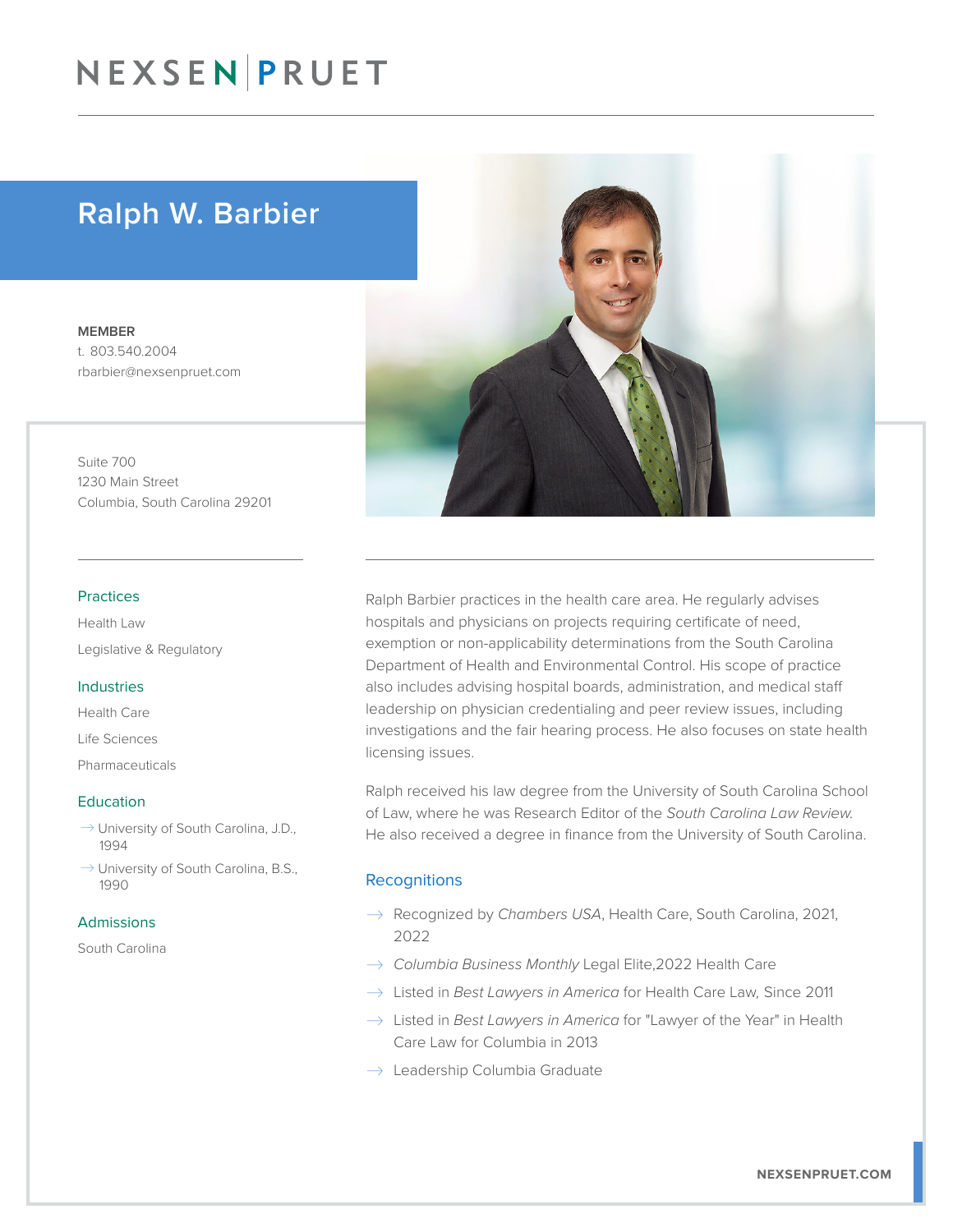# NEXSEN PRUET

## Ralph W. Barbier

**MEMBER**
t. 803.540.2004
rbarbier@nexsenpruet.com

Suite 700
1230 Main Street
Columbia, South Carolina 29201

### Practices

Health Law

Legislative & Regulatory

### Industries

Health Care

Life Sciences

Pharmaceuticals

### Education

- University of South Carolina, J.D., 1994
- University of South Carolina, B.S., 1990

### Admissions

South Carolina

Ralph Barbier practices in the health care area. He regularly advises hospitals and physicians on projects requiring certificate of need, exemption or non-applicability determinations from the South Carolina Department of Health and Environmental Control. His scope of practice also includes advising hospital boards, administration, and medical staff leadership on physician credentialing and peer review issues, including investigations and the fair hearing process. He also focuses on state health licensing issues.

Ralph received his law degree from the University of South Carolina School of Law, where he was Research Editor of the *South Carolina Law Review.* He also received a degree in finance from the University of South Carolina.

### Recognitions

- Recognized by *Chambers USA*, Health Care, South Carolina, 2021, 2022
- *Columbia Business Monthly* Legal Elite,2022 Health Care
- Listed in *Best Lawyers in America* for Health Care Law, Since 2011
- Listed in *Best Lawyers in America* for "Lawyer of the Year" in Health Care Law for Columbia in 2013
- Leadership Columbia Graduate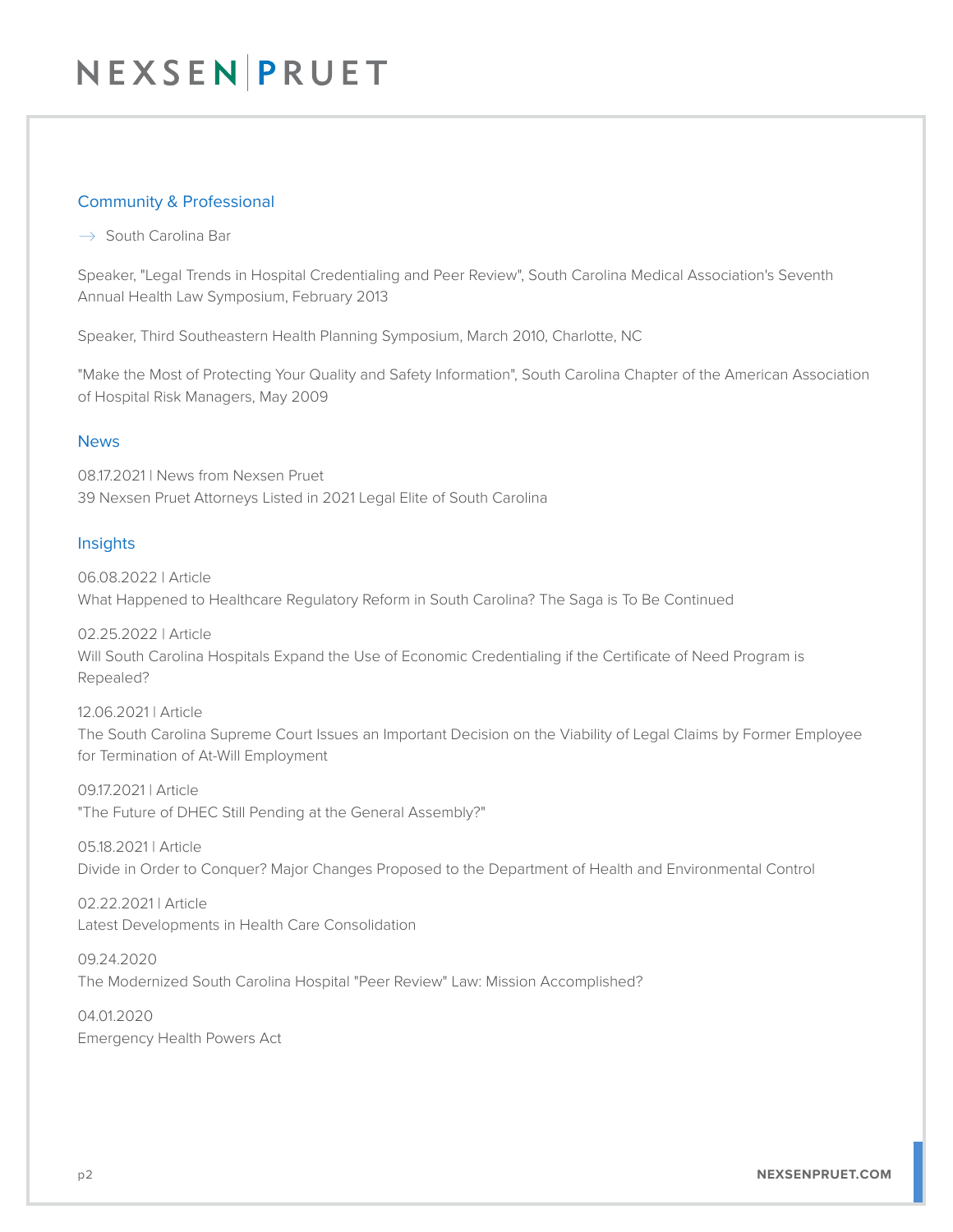## Community & Professional

- South Carolina Bar

Speaker, "Legal Trends in Hospital Credentialing and Peer Review", South Carolina Medical Association's Seventh Annual Health Law Symposium, February 2013

Speaker, Third Southeastern Health Planning Symposium, March 2010, Charlotte, NC

"Make the Most of Protecting Your Quality and Safety Information", South Carolina Chapter of the American Association of Hospital Risk Managers, May 2009

## News

08.17.2021 | News from Nexsen Pruet
39 Nexsen Pruet Attorneys Listed in 2021 Legal Elite of South Carolina

## Insights

06.08.2022 | Article
What Happened to Healthcare Regulatory Reform in South Carolina? The Saga is To Be Continued

02.25.2022 | Article
Will South Carolina Hospitals Expand the Use of Economic Credentialing if the Certificate of Need Program is Repealed?

12.06.2021 | Article
The South Carolina Supreme Court Issues an Important Decision on the Viability of Legal Claims by Former Employee for Termination of At-Will Employment

09.17.2021 | Article
"The Future of DHEC Still Pending at the General Assembly?"

05.18.2021 | Article
Divide in Order to Conquer? Major Changes Proposed to the Department of Health and Environmental Control

02.22.2021 | Article
Latest Developments in Health Care Consolidation

09.24.2020
The Modernized South Carolina Hospital "Peer Review" Law: Mission Accomplished?

04.01.2020
Emergency Health Powers Act